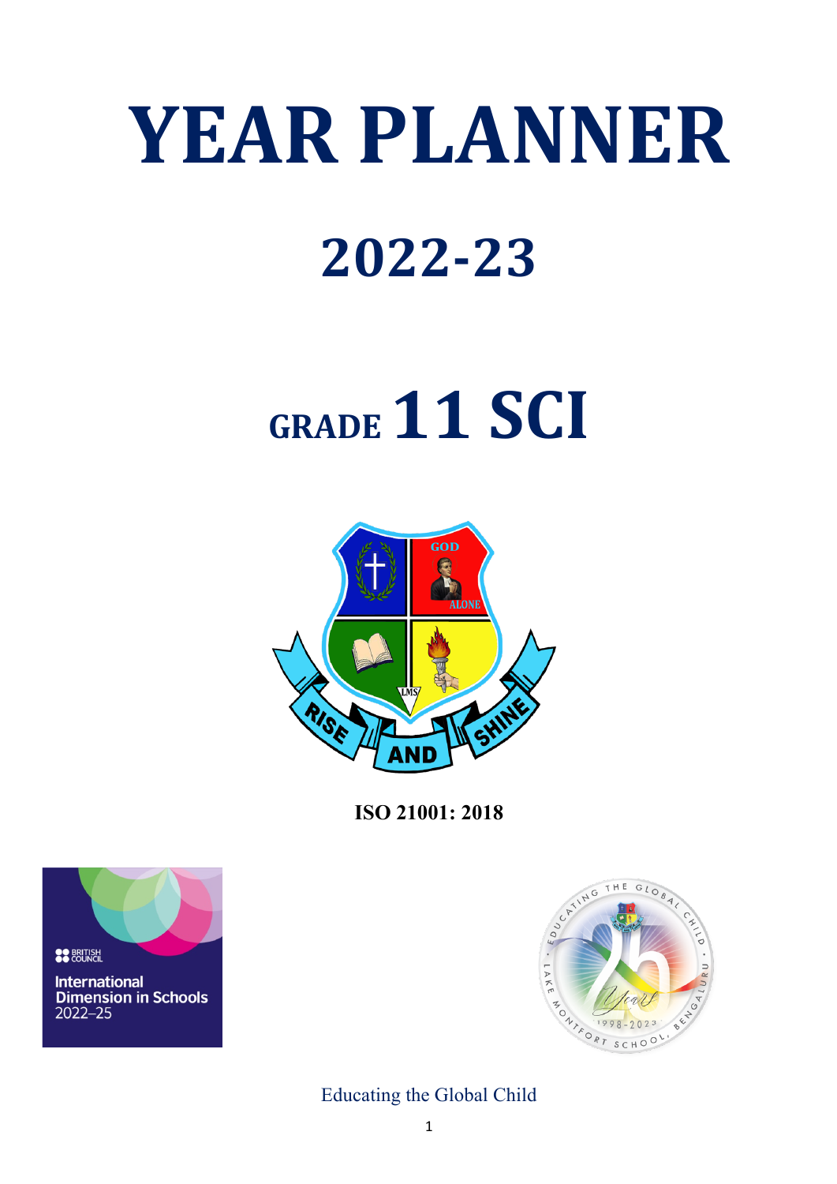# YEAR PLANNER

## 2022-23

## GRADE 11 SCI

**ISO 21001: 2018**

Educating the Global Child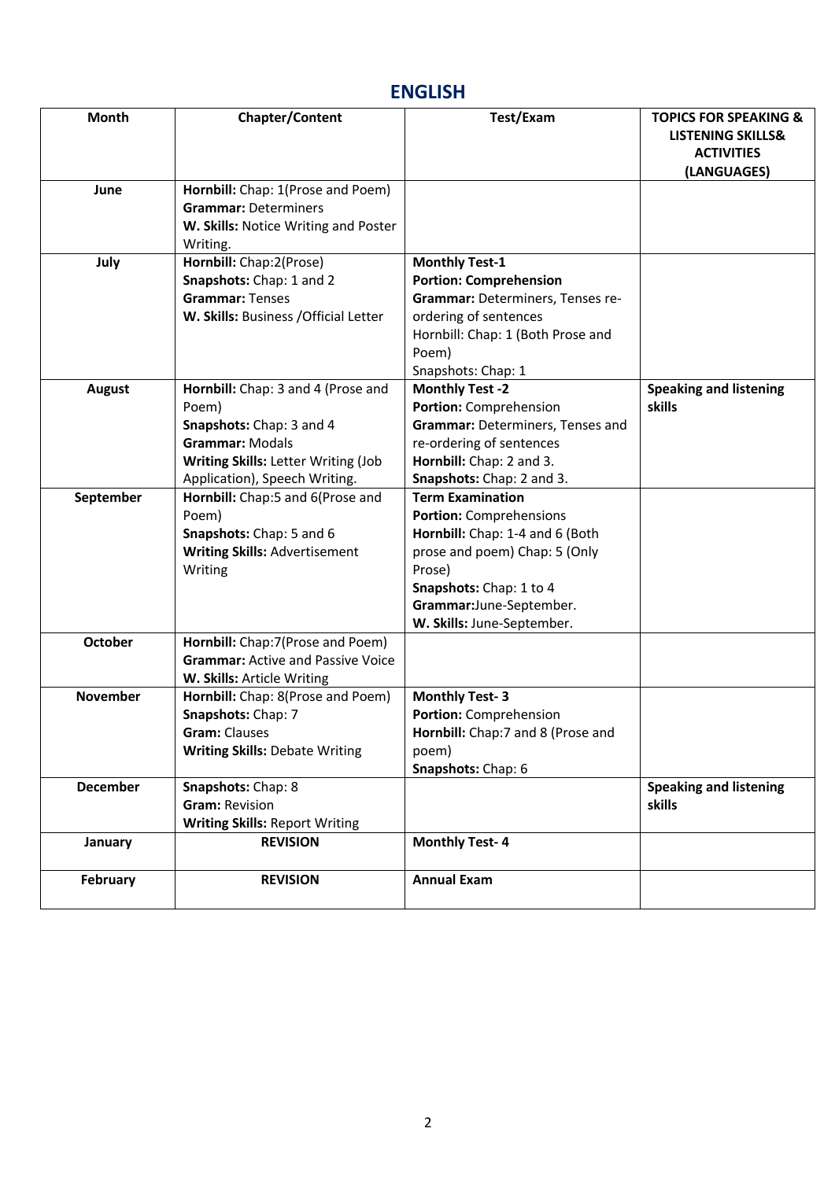## ENGLISH

| Month | Chapter/Content | Test/Exam | TOPICS FOR SPEAKING & LISTENING SKILLS& ACTIVITIES (LANGUAGES) |
|---|---|---|---|
| June | **Hornbill:** Chap: 1(Prose and Poem)<br>**Grammar:** Determiners<br>**W. Skills:** Notice Writing and Poster Writing. | | |
| July | **Hornbill:** Chap:2(Prose)<br>**Snapshots:** Chap: 1 and 2<br>**Grammar:** Tenses<br>**W. Skills:** Business /Official Letter | **Monthly Test-1**<br>**Portion: Comprehension**<br>**Grammar:** Determiners, Tenses re-ordering of sentences<br>Hornbill: Chap: 1 (Both Prose and Poem)<br>Snapshots: Chap: 1 | |
| August | **Hornbill:** Chap: 3 and 4 (Prose and Poem)<br>**Snapshots:** Chap: 3 and 4<br>**Grammar:** Modals<br>**Writing Skills:** Letter Writing (Job Application), Speech Writing. | **Monthly Test -2**<br>**Portion:** Comprehension<br>**Grammar:** Determiners, Tenses and re-ordering of sentences<br>**Hornbill:** Chap: 2 and 3.<br>**Snapshots:** Chap: 2 and 3. | **Speaking and listening skills** |
| September | **Hornbill:** Chap:5 and 6(Prose and Poem)<br>**Snapshots:** Chap: 5 and 6<br>**Writing Skills:** Advertisement Writing | **Term Examination**<br>**Portion:** Comprehensions<br>**Hornbill:** Chap: 1-4 and 6 (Both prose and poem) Chap: 5 (Only Prose)<br>**Snapshots:** Chap: 1 to 4<br>**Grammar:**June-September.<br>**W. Skills:** June-September. | |
| October | **Hornbill:** Chap:7(Prose and Poem)<br>**Grammar:** Active and Passive Voice<br>**W. Skills:** Article Writing | | |
| November | **Hornbill:** Chap: 8(Prose and Poem)<br>**Snapshots:** Chap: 7<br>**Gram:** Clauses<br>**Writing Skills:** Debate Writing | **Monthly Test- 3**<br>**Portion:** Comprehension<br>**Hornbill:** Chap:7 and 8 (Prose and poem)<br>**Snapshots:** Chap: 6 | |
| December | **Snapshots:** Chap: 8<br>**Gram:** Revision<br>**Writing Skills:** Report Writing | | **Speaking and listening skills** |
| January | **REVISION** | **Monthly Test- 4** | |
| February | **REVISION** | **Annual Exam** | |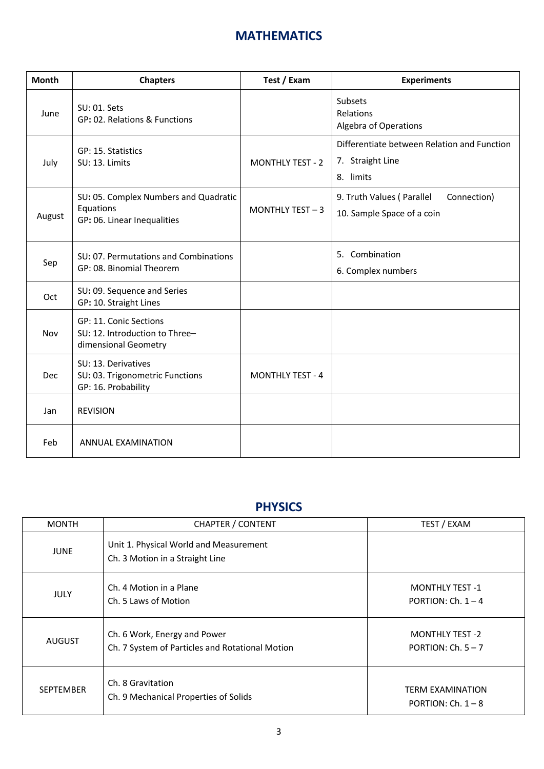## MATHEMATICS

| Month | Chapters | Test / Exam | Experiments |
|---|---|---|---|
| June | SU: 01. Sets<br>GP: 02. Relations & Functions | | Subsets<br>Relations<br>Algebra of Operations |
| July | GP: 15. Statistics<br>SU: 13. Limits | MONTHLY TEST - 2 | Differentiate between Relation and Function<br>7. Straight Line<br>8. limits |
| August | SU: 05. Complex Numbers and Quadratic Equations<br>GP: 06. Linear Inequalities | MONTHLY TEST – 3 | 9. Truth Values ( Parallel Connection)<br>10. Sample Space of a coin |
| Sep | SU: 07. Permutations and Combinations<br>GP: 08. Binomial Theorem | | 5. Combination<br>6. Complex numbers |
| Oct | SU: 09. Sequence and Series<br>GP: 10. Straight Lines | | |
| Nov | GP: 11. Conic Sections<br>SU: 12. Introduction to Three–dimensional Geometry | | |
| Dec | SU: 13. Derivatives<br>SU: 03. Trigonometric Functions<br>GP: 16. Probability | MONTHLY TEST - 4 | |
| Jan | REVISION | | |
| Feb | ANNUAL EXAMINATION | | |

## PHYSICS

| MONTH | CHAPTER / CONTENT | TEST / EXAM |
|---|---|---|
| JUNE | Unit 1. Physical World and Measurement<br>Ch. 3 Motion in a Straight Line | |
| JULY | Ch. 4 Motion in a Plane<br>Ch. 5 Laws of Motion | MONTHLY TEST -1<br>PORTION: Ch. 1 – 4 |
| AUGUST | Ch. 6 Work, Energy and Power<br>Ch. 7 System of Particles and Rotational Motion | MONTHLY TEST -2<br>PORTION: Ch. 5 – 7 |
| SEPTEMBER | Ch. 8 Gravitation<br>Ch. 9 Mechanical Properties of Solids | TERM EXAMINATION<br>PORTION: Ch. 1 – 8 |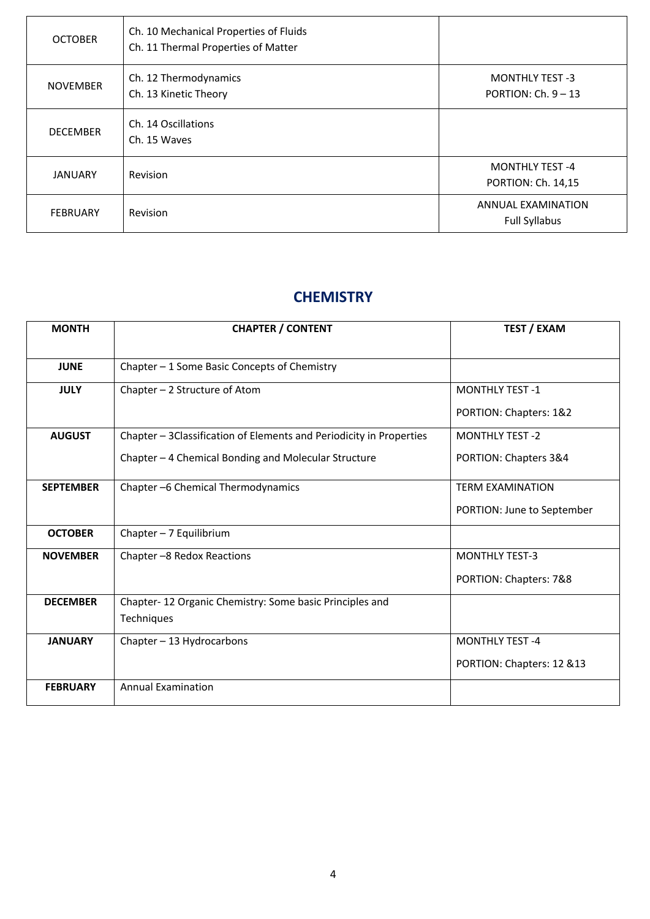| OCTOBER | Ch. 10 Mechanical Properties of Fluids<br>Ch. 11 Thermal Properties of Matter | |
|---|---|---|
| NOVEMBER | Ch. 12 Thermodynamics<br>Ch. 13 Kinetic Theory | MONTHLY TEST -3<br>PORTION: Ch. 9 – 13 |
| DECEMBER | Ch. 14 Oscillations<br>Ch. 15 Waves | |
| JANUARY | Revision | MONTHLY TEST -4<br>PORTION: Ch. 14,15 |
| FEBRUARY | Revision | ANNUAL EXAMINATION<br>Full Syllabus |

## CHEMISTRY

| MONTH | CHAPTER / CONTENT | TEST / EXAM |
|---|---|---|
| **JUNE** | Chapter – 1 Some Basic Concepts of Chemistry | |
| **JULY** | Chapter – 2 Structure of Atom | MONTHLY TEST -1<br>PORTION: Chapters: 1&2 |
| **AUGUST** | Chapter – 3Classification of Elements and Periodicity in Properties<br>Chapter – 4 Chemical Bonding and Molecular Structure | MONTHLY TEST -2<br>PORTION: Chapters 3&4 |
| **SEPTEMBER** | Chapter –6 Chemical Thermodynamics | TERM EXAMINATION<br>PORTION: June to September |
| **OCTOBER** | Chapter – 7 Equilibrium | |
| **NOVEMBER** | Chapter –8 Redox Reactions | MONTHLY TEST-3<br>PORTION: Chapters: 7&8 |
| **DECEMBER** | Chapter- 12 Organic Chemistry: Some basic Principles and Techniques | |
| **JANUARY** | Chapter – 13 Hydrocarbons | MONTHLY TEST -4<br>PORTION: Chapters: 12 &13 |
| **FEBRUARY** | Annual Examination | |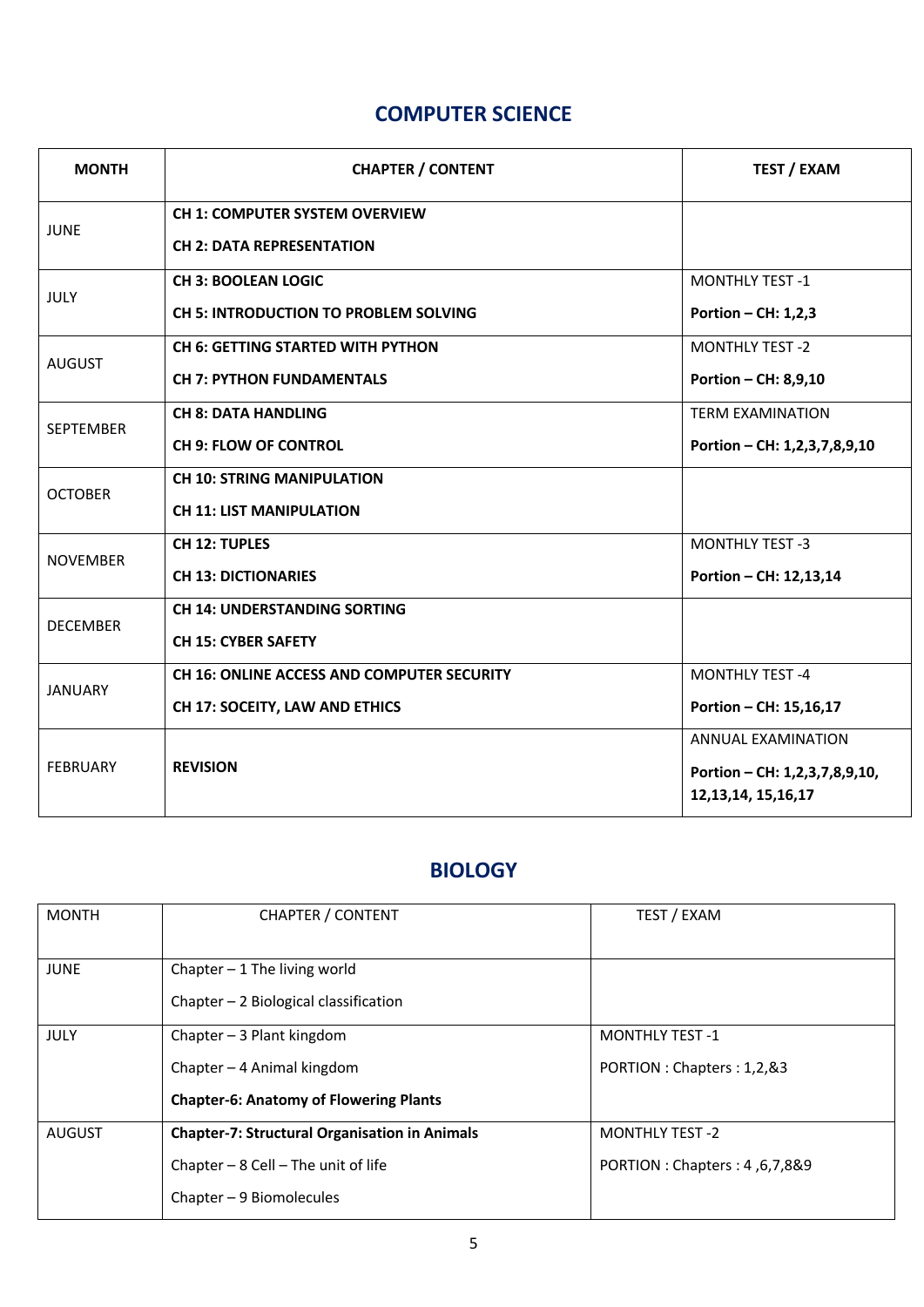## COMPUTER SCIENCE

| MONTH | CHAPTER / CONTENT | TEST / EXAM |
|---|---|---|
| JUNE | **CH 1: COMPUTER SYSTEM OVERVIEW**<br>**CH 2: DATA REPRESENTATION** | |
| JULY | **CH 3: BOOLEAN LOGIC**<br>**CH 5: INTRODUCTION TO PROBLEM SOLVING** | MONTHLY TEST -1<br>**Portion – CH: 1,2,3** |
| AUGUST | **CH 6: GETTING STARTED WITH PYTHON**<br>**CH 7: PYTHON FUNDAMENTALS** | MONTHLY TEST -2<br>**Portion – CH: 8,9,10** |
| SEPTEMBER | **CH 8: DATA HANDLING**<br>**CH 9: FLOW OF CONTROL** | TERM EXAMINATION<br>**Portion – CH: 1,2,3,7,8,9,10** |
| OCTOBER | **CH 10: STRING MANIPULATION**<br>**CH 11: LIST MANIPULATION** | |
| NOVEMBER | **CH 12: TUPLES**<br>**CH 13: DICTIONARIES** | MONTHLY TEST -3<br>**Portion – CH: 12,13,14** |
| DECEMBER | **CH 14: UNDERSTANDING SORTING**<br>**CH 15: CYBER SAFETY** | |
| JANUARY | **CH 16: ONLINE ACCESS AND COMPUTER SECURITY**<br>**CH 17: SOCEITY, LAW AND ETHICS** | MONTHLY TEST -4<br>**Portion – CH: 15,16,17** |
| FEBRUARY | **REVISION** | ANNUAL EXAMINATION<br>**Portion – CH: 1,2,3,7,8,9,10, 12,13,14, 15,16,17** |

## BIOLOGY

| MONTH | CHAPTER / CONTENT | TEST / EXAM |
|---|---|---|
| JUNE | Chapter – 1 The living world<br>Chapter – 2 Biological classification | |
| JULY | Chapter – 3 Plant kingdom<br>Chapter – 4 Animal kingdom<br>**Chapter-6: Anatomy of Flowering Plants** | MONTHLY TEST -1<br>PORTION : Chapters : 1,2,&3 |
| AUGUST | **Chapter-7: Structural Organisation in Animals**<br>Chapter – 8 Cell – The unit of life<br>Chapter – 9 Biomolecules | MONTHLY TEST -2<br>PORTION : Chapters : 4 ,6,7,8&9 |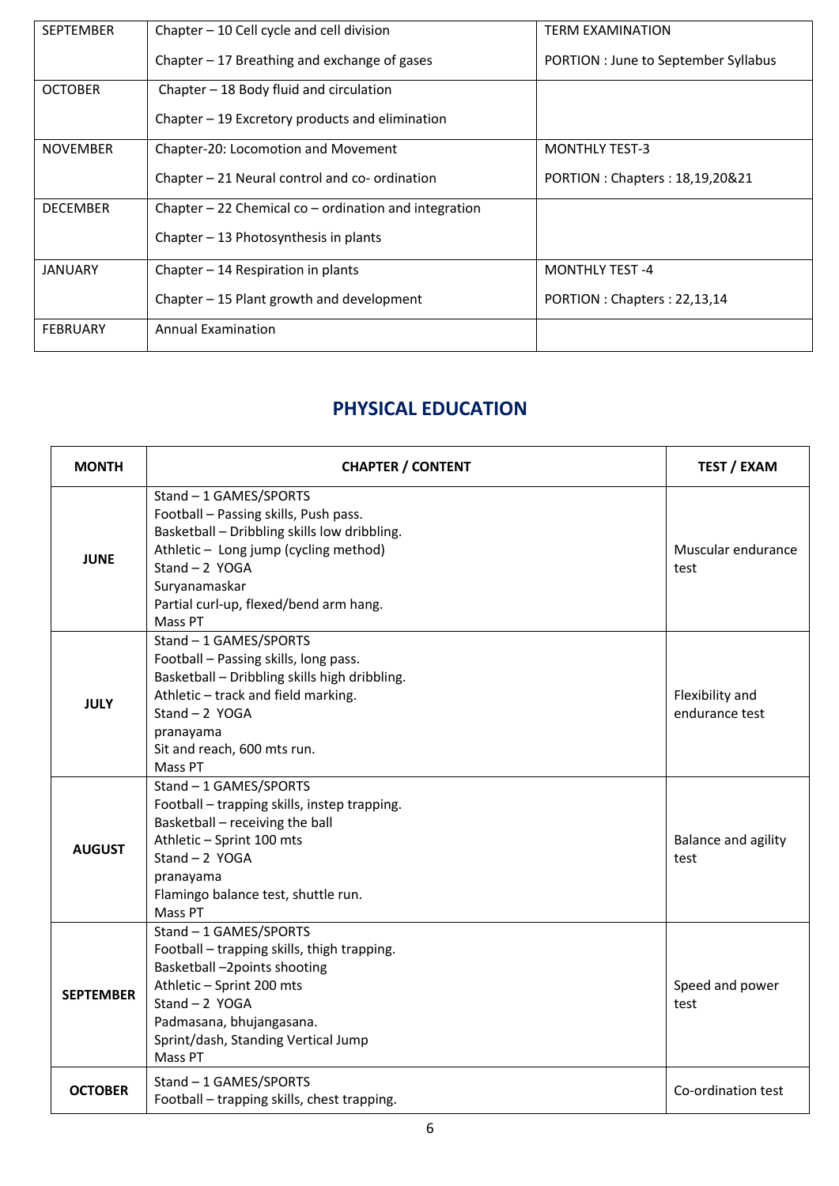| SEPTEMBER | Chapter – 10 Cell cycle and cell division<br>Chapter – 17 Breathing and exchange of gases | TERM EXAMINATION<br>PORTION : June to September Syllabus |
|---|---|---|
| OCTOBER | Chapter – 18 Body fluid and circulation<br>Chapter – 19 Excretory products and elimination | |
| NOVEMBER | Chapter-20: Locomotion and Movement<br>Chapter – 21 Neural control and co- ordination | MONTHLY TEST-3<br>PORTION : Chapters : 18,19,20&21 |
| DECEMBER | Chapter – 22 Chemical co – ordination and integration<br>Chapter – 13 Photosynthesis in plants | |
| JANUARY | Chapter – 14 Respiration in plants<br>Chapter – 15 Plant growth and development | MONTHLY TEST -4<br>PORTION : Chapters : 22,13,14 |
| FEBRUARY | Annual Examination | |

## PHYSICAL EDUCATION

| MONTH | CHAPTER / CONTENT | TEST / EXAM |
|---|---|---|
| **JUNE** | Stand – 1 GAMES/SPORTS<br>Football – Passing skills, Push pass.<br>Basketball – Dribbling skills low dribbling.<br>Athletic – Long jump (cycling method)<br>Stand – 2 YOGA<br>Suryanamaskar<br>Partial curl-up, flexed/bend arm hang.<br>Mass PT | Muscular endurance test |
| **JULY** | Stand – 1 GAMES/SPORTS<br>Football – Passing skills, long pass.<br>Basketball – Dribbling skills high dribbling.<br>Athletic – track and field marking.<br>Stand – 2 YOGA<br>pranayama<br>Sit and reach, 600 mts run.<br>Mass PT | Flexibility and endurance test |
| **AUGUST** | Stand – 1 GAMES/SPORTS<br>Football – trapping skills, instep trapping.<br>Basketball – receiving the ball<br>Athletic – Sprint 100 mts<br>Stand – 2 YOGA<br>pranayama<br>Flamingo balance test, shuttle run.<br>Mass PT | Balance and agility test |
| **SEPTEMBER** | Stand – 1 GAMES/SPORTS<br>Football – trapping skills, thigh trapping.<br>Basketball –2points shooting<br>Athletic – Sprint 200 mts<br>Stand – 2 YOGA<br>Padmasana, bhujangasana.<br>Sprint/dash, Standing Vertical Jump<br>Mass PT | Speed and power test |
| **OCTOBER** | Stand – 1 GAMES/SPORTS<br>Football – trapping skills, chest trapping. | Co-ordination test |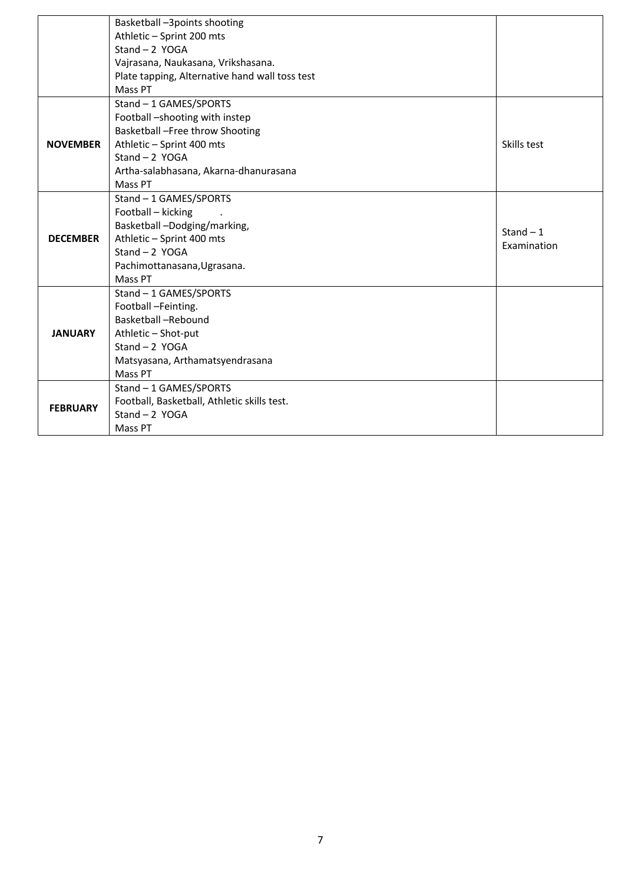| | | |
|---|---|---|
| | Basketball –3points shooting<br>Athletic – Sprint 200 mts<br>Stand – 2 YOGA<br>Vajrasana, Naukasana, Vrikshasana.<br>Plate tapping, Alternative hand wall toss test<br>Mass PT | |
| **NOVEMBER** | Stand – 1 GAMES/SPORTS<br>Football –shooting with instep<br>Basketball –Free throw Shooting<br>Athletic – Sprint 400 mts<br>Stand – 2 YOGA<br>Artha-salabhasana, Akarna-dhanurasana<br>Mass PT | Skills test |
| **DECEMBER** | Stand – 1 GAMES/SPORTS<br>Football – kicking .<br>Basketball –Dodging/marking,<br>Athletic – Sprint 400 mts<br>Stand – 2 YOGA<br>Pachimottanasana,Ugrasana.<br>Mass PT | Stand – 1 Examination |
| **JANUARY** | Stand – 1 GAMES/SPORTS<br>Football –Feinting.<br>Basketball –Rebound<br>Athletic – Shot-put<br>Stand – 2 YOGA<br>Matsyasana, Arthamatsyendrasana<br>Mass PT | |
| **FEBRUARY** | Stand – 1 GAMES/SPORTS<br>Football, Basketball, Athletic skills test.<br>Stand – 2 YOGA<br>Mass PT | |